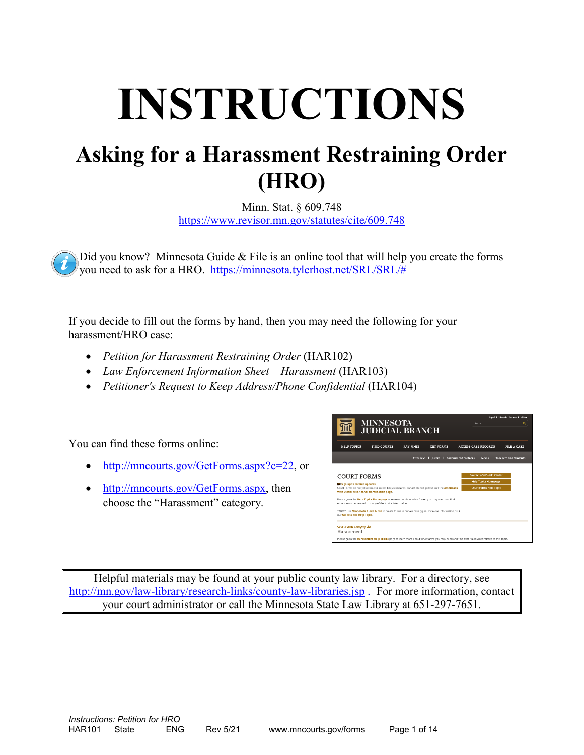# INSTRUCTIONS

## Asking for a Harassment Restraining Order (HRO)

Minn. Stat. § 609.748
https://www.revisor.mn.gov/statutes/cite/609.748

Did you know? Minnesota Guide & File is an online tool that will help you create the forms you need to ask for a HRO. https://minnesota.tylerhost.net/SRL/SRL/#

If you decide to fill out the forms by hand, then you may need the following for your harassment/HRO case:

- *Petition for Harassment Restraining Order* (HAR102)
- *Law Enforcement Information Sheet – Harassment* (HAR103)
- *Petitioner's Request to Keep Address/Phone Confidential* (HAR104)

You can find these forms online:

- http://mncourts.gov/GetForms.aspx?c=22, or
- http://mncourts.gov/GetForms.aspx, then choose the "Harassment" category.

Helpful materials may be found at your public county law library. For a directory, see http://mn.gov/law-library/research-links/county-law-libraries.jsp . For more information, contact your court administrator or call the Minnesota State Law Library at 651-297-7651.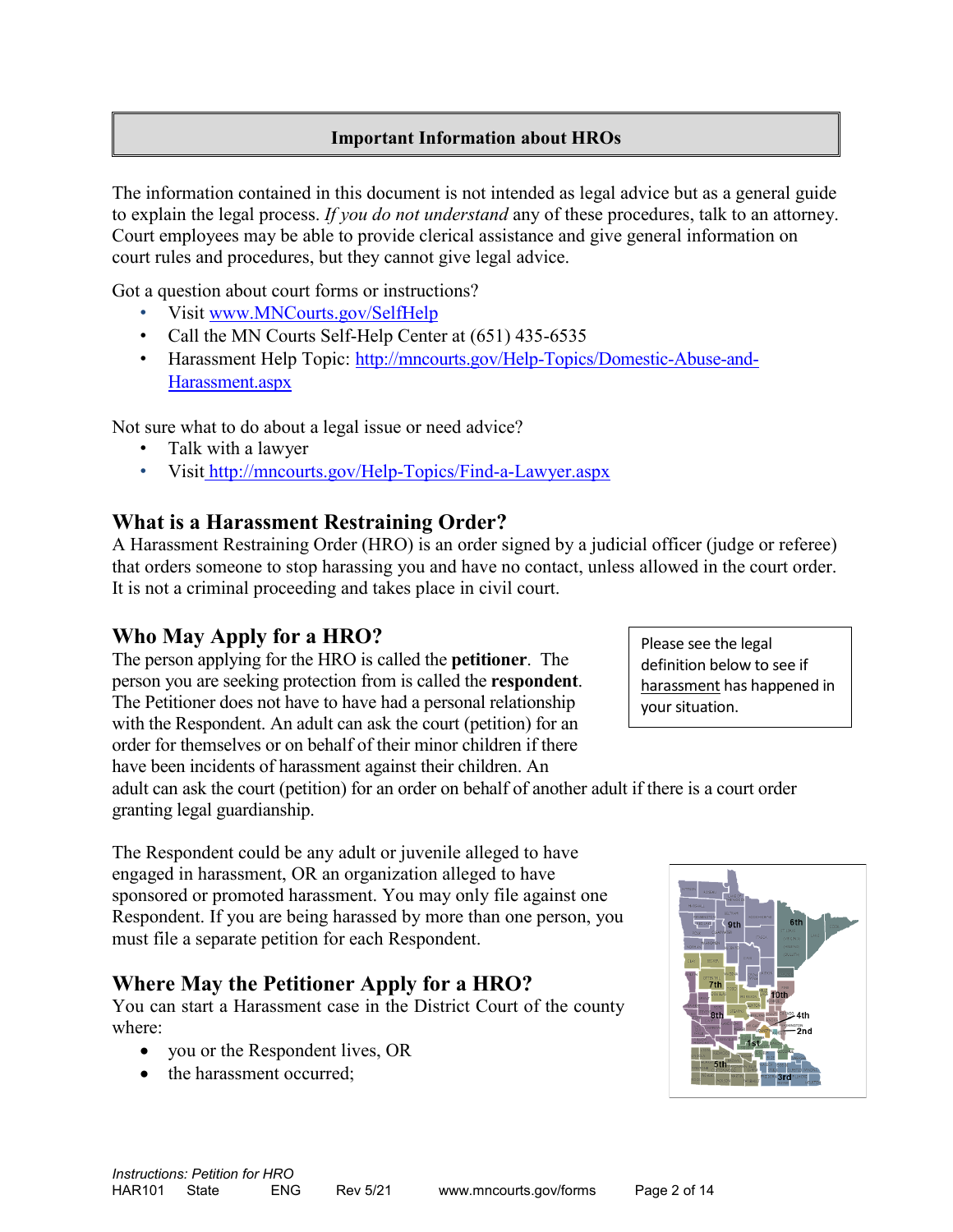## Important Information about HROs

The information contained in this document is not intended as legal advice but as a general guide to explain the legal process. *If you do not understand* any of these procedures, talk to an attorney. Court employees may be able to provide clerical assistance and give general information on court rules and procedures, but they cannot give legal advice.

Got a question about court forms or instructions?

- Visit [www.MNCourts.gov/SelfHelp](http://www.MNCourts.gov/SelfHelp)
- Call the MN Courts Self-Help Center at (651) 435-6535
- Harassment Help Topic: [http://mncourts.gov/Help-Topics/Domestic-Abuse-and-Harassment.aspx](http://mncourts.gov/Help-Topics/Domestic-Abuse-and-Harassment.aspx)

Not sure what to do about a legal issue or need advice?

- Talk with a lawyer
- Visit [http://mncourts.gov/Help-Topics/Find-a-Lawyer.aspx](http://mncourts.gov/Help-Topics/Find-a-Lawyer.aspx)

## What is a Harassment Restraining Order?

A Harassment Restraining Order (HRO) is an order signed by a judicial officer (judge or referee) that orders someone to stop harassing you and have no contact, unless allowed in the court order. It is not a criminal proceeding and takes place in civil court.

## Who May Apply for a HRO?

> Please see the legal definition below to see if harassment has happened in your situation.

The person applying for the HRO is called the **petitioner**. The person you are seeking protection from is called the **respondent**. The Petitioner does not have to have had a personal relationship with the Respondent. An adult can ask the court (petition) for an order for themselves or on behalf of their minor children if there have been incidents of harassment against their children. An adult can ask the court (petition) for an order on behalf of another adult if there is a court order granting legal guardianship.

The Respondent could be any adult or juvenile alleged to have engaged in harassment, OR an organization alleged to have sponsored or promoted harassment. You may only file against one Respondent. If you are being harassed by more than one person, you must file a separate petition for each Respondent.

## Where May the Petitioner Apply for a HRO?

You can start a Harassment case in the District Court of the county where:

- you or the Respondent lives, OR
- the harassment occurred;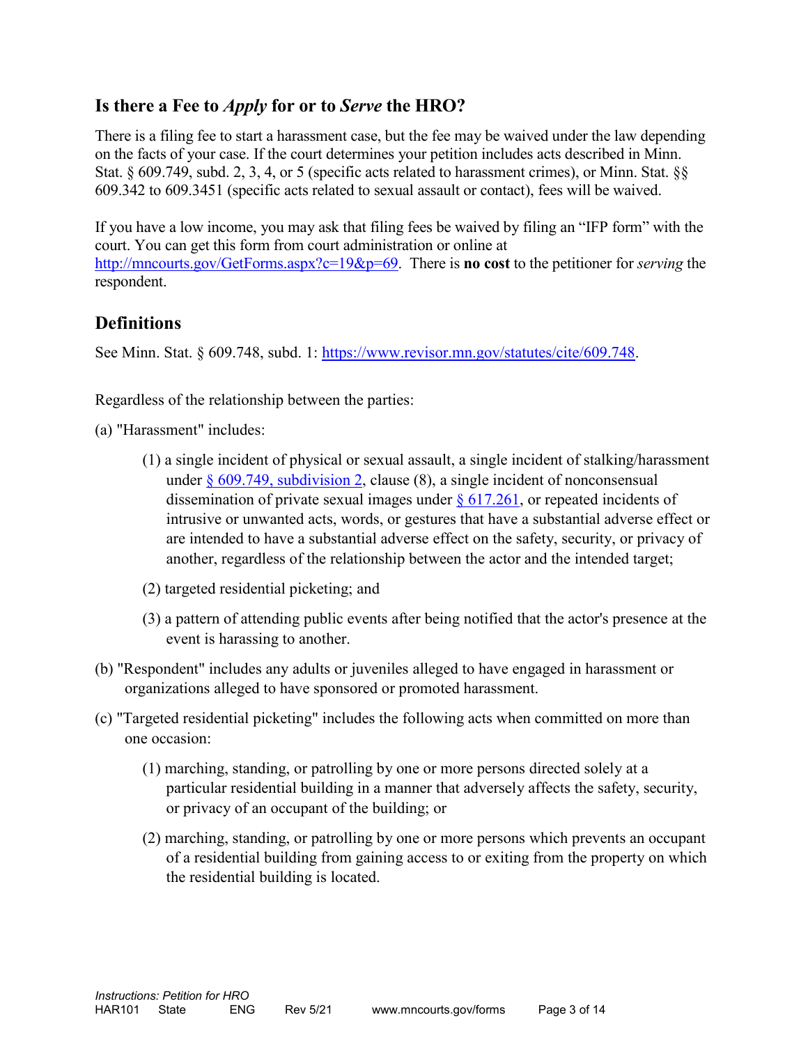## Is there a Fee to *Apply* for or to *Serve* the HRO?

There is a filing fee to start a harassment case, but the fee may be waived under the law depending on the facts of your case. If the court determines your petition includes acts described in Minn. Stat. § 609.749, subd. 2, 3, 4, or 5 (specific acts related to harassment crimes), or Minn. Stat. §§ 609.342 to 609.3451 (specific acts related to sexual assault or contact), fees will be waived.

If you have a low income, you may ask that filing fees be waived by filing an "IFP form" with the court. You can get this form from court administration or online at [http://mncourts.gov/GetForms.aspx?c=19&p=69](http://mncourts.gov/GetForms.aspx?c=19&p=69). There is **no cost** to the petitioner for *serving* the respondent.

## Definitions

See Minn. Stat. § 609.748, subd. 1: [https://www.revisor.mn.gov/statutes/cite/609.748](https://www.revisor.mn.gov/statutes/cite/609.748).

Regardless of the relationship between the parties:

(a) "Harassment" includes:

> (1) a single incident of physical or sexual assault, a single incident of stalking/harassment under [§ 609.749, subdivision 2](#), clause (8), a single incident of nonconsensual dissemination of private sexual images under [§ 617.261](#), or repeated incidents of intrusive or unwanted acts, words, or gestures that have a substantial adverse effect or are intended to have a substantial adverse effect on the safety, security, or privacy of another, regardless of the relationship between the actor and the intended target;
>
> (2) targeted residential picketing; and
>
> (3) a pattern of attending public events after being notified that the actor's presence at the event is harassing to another.

(b) "Respondent" includes any adults or juveniles alleged to have engaged in harassment or organizations alleged to have sponsored or promoted harassment.

(c) "Targeted residential picketing" includes the following acts when committed on more than one occasion:

> (1) marching, standing, or patrolling by one or more persons directed solely at a particular residential building in a manner that adversely affects the safety, security, or privacy of an occupant of the building; or
>
> (2) marching, standing, or patrolling by one or more persons which prevents an occupant of a residential building from gaining access to or exiting from the property on which the residential building is located.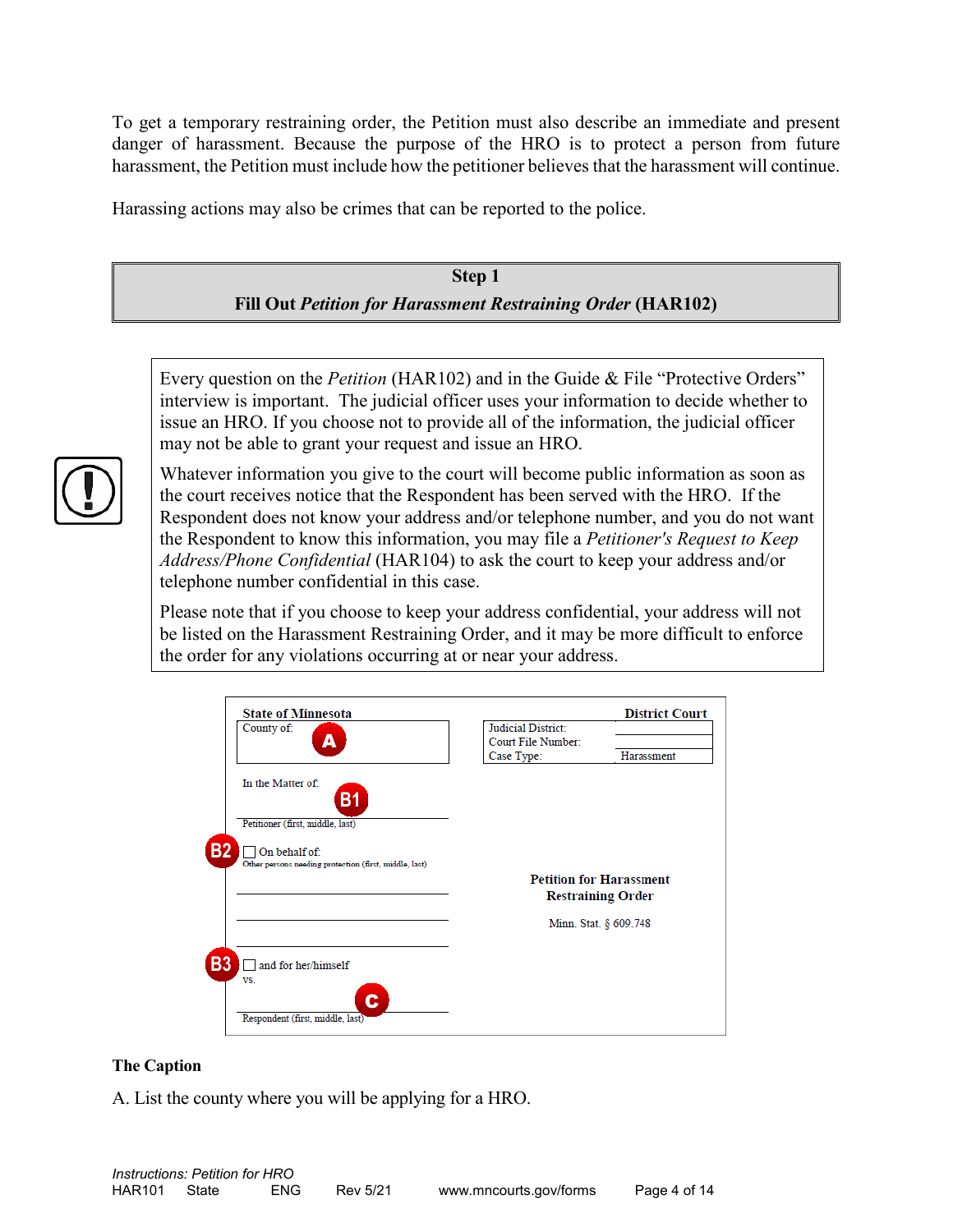To get a temporary restraining order, the Petition must also describe an immediate and present danger of harassment. Because the purpose of the HRO is to protect a person from future harassment, the Petition must include how the petitioner believes that the harassment will continue.

Harassing actions may also be crimes that can be reported to the police.

## Step 1
## Fill Out *Petition for Harassment Restraining Order* (HAR102)

> Every question on the *Petition* (HAR102) and in the Guide & File "Protective Orders" interview is important. The judicial officer uses your information to decide whether to issue an HRO. If you choose not to provide all of the information, the judicial officer may not be able to grant your request and issue an HRO.
>
> Whatever information you give to the court will become public information as soon as the court receives notice that the Respondent has been served with the HRO. If the Respondent does not know your address and/or telephone number, and you do not want the Respondent to know this information, you may file a *Petitioner's Request to Keep Address/Phone Confidential* (HAR104) to ask the court to keep your address and/or telephone number confidential in this case.
>
> Please note that if you choose to keep your address confidential, your address will not be listed on the Harassment Restraining Order, and it may be more difficult to enforce the order for any violations occurring at or near your address.

| State of Minnesota | District Court |
|---|---|
| County of: **A** | Judicial District: |
| | Court File Number: |
| | Case Type: Harassment |

In the Matter of: **B1**

Petitioner (first, middle, last)

**B2** ☐ On behalf of:
Other persons needing protection (first, middle, last)

**B3** ☐ and for her/himself

vs.

**C**

Respondent (first, middle, last)

**Petition for Harassment Restraining Order**

Minn. Stat. § 609.748

**The Caption**

A. List the county where you will be applying for a HRO.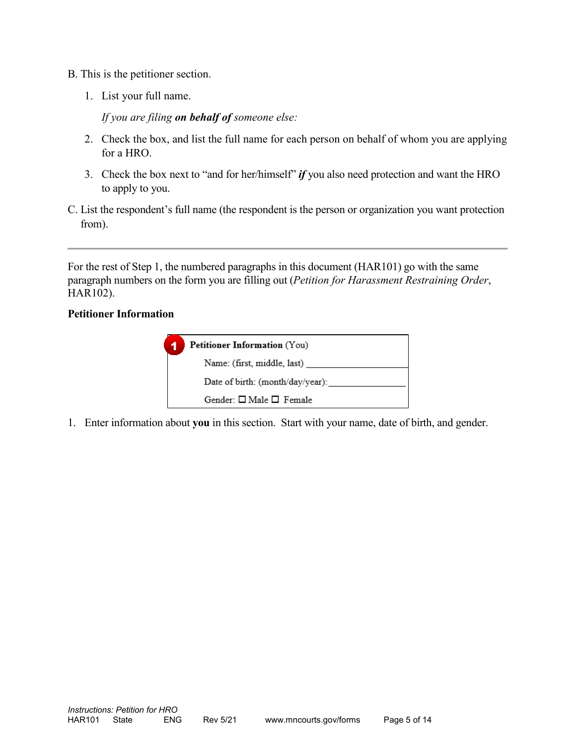B. This is the petitioner section.

1. List your full name.

   *If you are filing* ***on behalf of*** *someone else:*

2. Check the box, and list the full name for each person on behalf of whom you are applying for a HRO.

3. Check the box next to "and for her/himself" ***if*** you also need protection and want the HRO to apply to you.

C. List the respondent's full name (the respondent is the person or organization you want protection from).

---

For the rest of Step 1, the numbered paragraphs in this document (HAR101) go with the same paragraph numbers on the form you are filling out (*Petition for Harassment Restraining Order*, HAR102).

**Petitioner Information**

> **1** **Petitioner Information** (You)
>
> Name: (first, middle, last) ____________________
>
> Date of birth: (month/day/year): ________________
>
> Gender: ☐ Male ☐ Female

1. Enter information about **you** in this section. Start with your name, date of birth, and gender.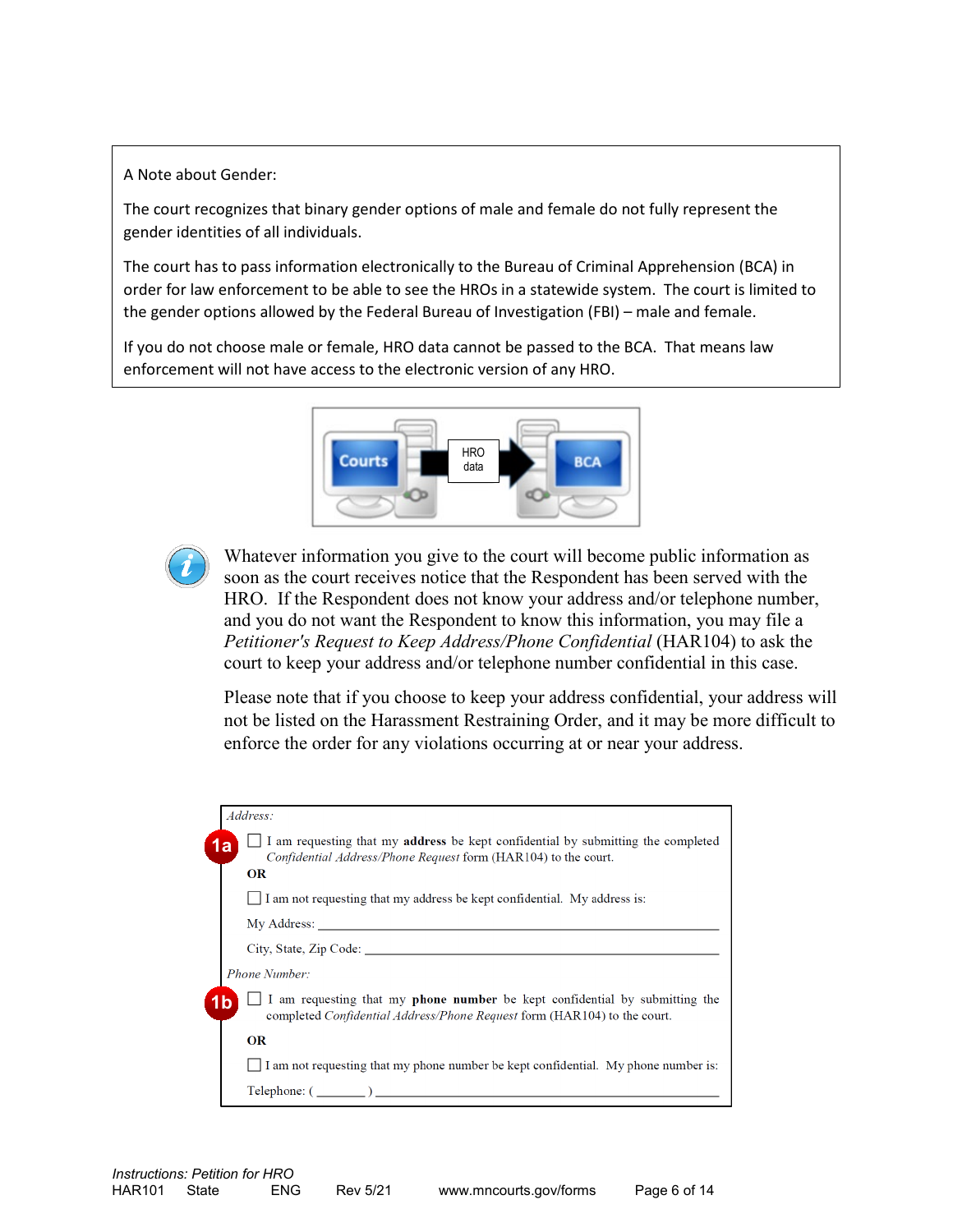A Note about Gender:

The court recognizes that binary gender options of male and female do not fully represent the gender identities of all individuals.

The court has to pass information electronically to the Bureau of Criminal Apprehension (BCA) in order for law enforcement to be able to see the HROs in a statewide system. The court is limited to the gender options allowed by the Federal Bureau of Investigation (FBI) – male and female.

If you do not choose male or female, HRO data cannot be passed to the BCA. That means law enforcement will not have access to the electronic version of any HRO.

Courts → HRO data → BCA

Whatever information you give to the court will become public information as soon as the court receives notice that the Respondent has been served with the HRO. If the Respondent does not know your address and/or telephone number, and you do not want the Respondent to know this information, you may file a *Petitioner's Request to Keep Address/Phone Confidential* (HAR104) to ask the court to keep your address and/or telephone number confidential in this case.

Please note that if you choose to keep your address confidential, your address will not be listed on the Harassment Restraining Order, and it may be more difficult to enforce the order for any violations occurring at or near your address.

*Address:*

**1a** ☐ I am requesting that my **address** be kept confidential by submitting the completed *Confidential Address/Phone Request* form (HAR104) to the court.

**OR**

☐ I am not requesting that my address be kept confidential. My address is:

My Address: ______________________________________________

City, State, Zip Code: ______________________________________

*Phone Number:*

**1b** ☐ I am requesting that my **phone number** be kept confidential by submitting the completed *Confidential Address/Phone Request* form (HAR104) to the court.

**OR**

☐ I am not requesting that my phone number be kept confidential. My phone number is:

Telephone: ( _______ ) ______________________________________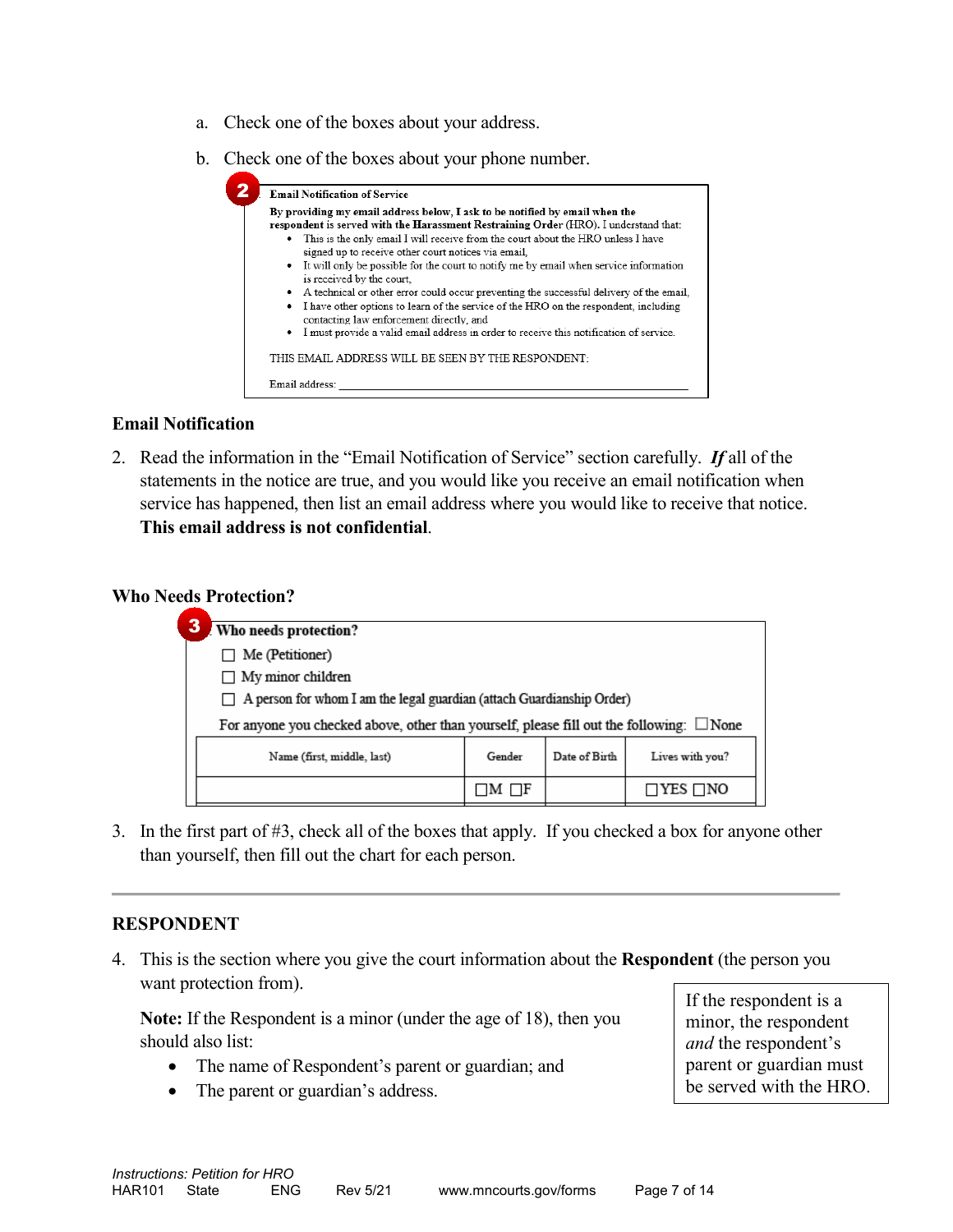a. Check one of the boxes about your address.

b. Check one of the boxes about your phone number.

> **2** **Email Notification of Service**
>
> **By providing my email address below, I ask to be notified by email when the respondent is served with the Harassment Restraining Order** (HRO). I understand that:
>
> - This is the only email I will receive from the court about the HRO unless I have signed up to receive other court notices via email,
> - It will only be possible for the court to notify me by email when service information is received by the court,
> - A technical or other error could occur preventing the successful delivery of the email,
> - I have other options to learn of the service of the HRO on the respondent, including contacting law enforcement directly, and
> - I must provide a valid email address in order to receive this notification of service.
>
> THIS EMAIL ADDRESS WILL BE SEEN BY THE RESPONDENT:
>
> Email address: ____________________________________________

### Email Notification

2. Read the information in the "Email Notification of Service" section carefully. ***If*** all of the statements in the notice are true, and you would like you receive an email notification when service has happened, then list an email address where you would like to receive that notice. **This email address is not confidential**.

### Who Needs Protection?

> **3** **Who needs protection?**
>
> ☐ Me (Petitioner)
>
> ☐ My minor children
>
> ☐ A person for whom I am the legal guardian (attach Guardianship Order)
>
> For anyone you checked above, other than yourself, please fill out the following: ☐None

| Name (first, middle, last) | Gender | Date of Birth | Lives with you? |
|---|---|---|---|
| | ☐M ☐F | | ☐YES ☐NO |

3. In the first part of #3, check all of the boxes that apply. If you checked a box for anyone other than yourself, then fill out the chart for each person.

---

### RESPONDENT

4. This is the section where you give the court information about the **Respondent** (the person you want protection from).

   **Note:** If the Respondent is a minor (under the age of 18), then you should also list:

   - The name of Respondent's parent or guardian; and
   - The parent or guardian's address.

> If the respondent is a minor, the respondent *and* the respondent's parent or guardian must be served with the HRO.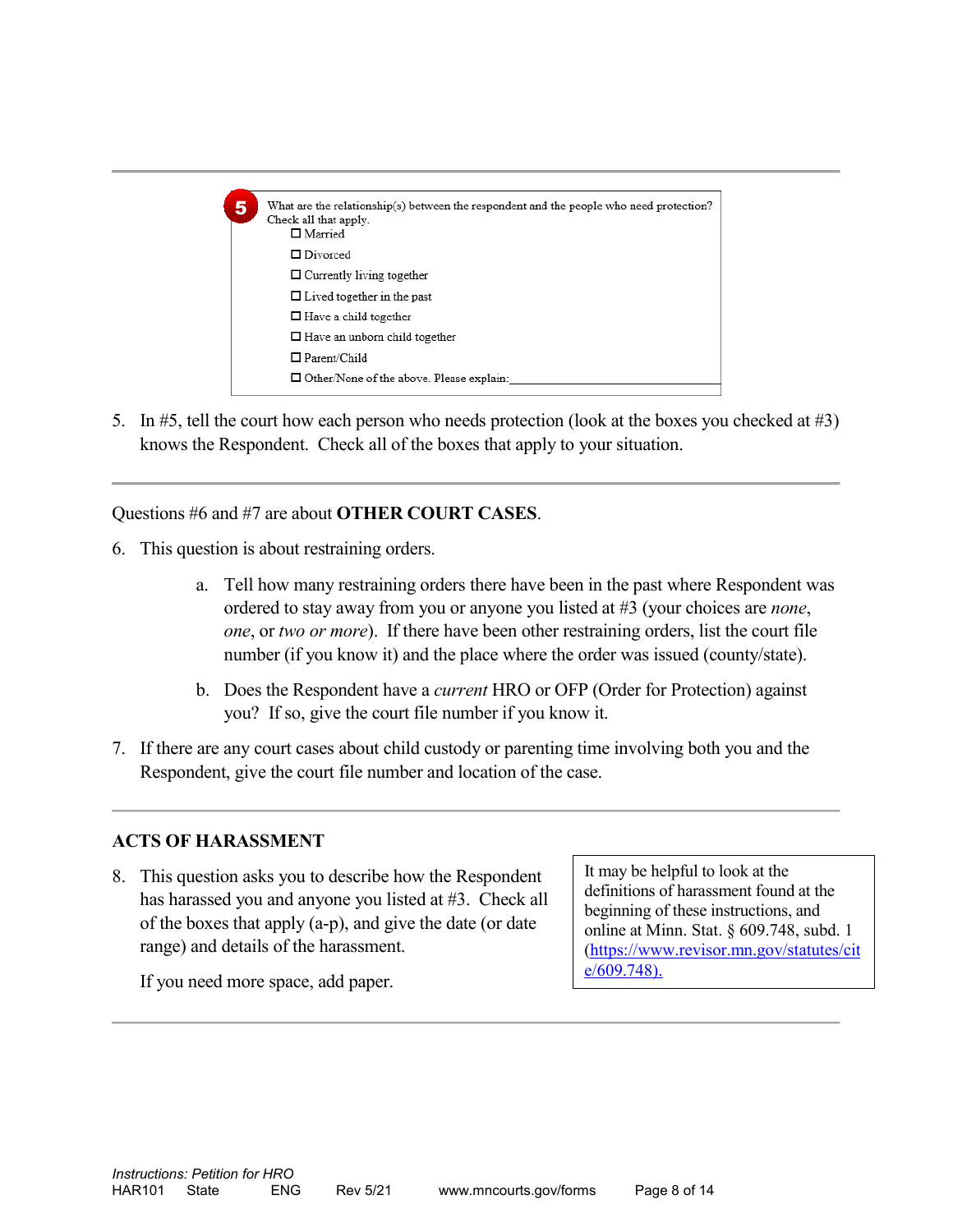---

**5** What are the relationship(s) between the respondent and the people who need protection? Check all that apply.

- ☐ Married
- ☐ Divorced
- ☐ Currently living together
- ☐ Lived together in the past
- ☐ Have a child together
- ☐ Have an unborn child together
- ☐ Parent/Child
- ☐ Other/None of the above. Please explain:\_\_\_\_\_\_\_\_\_\_\_\_\_\_\_\_\_\_\_\_\_\_\_\_\_\_\_\_

5. In #5, tell the court how each person who needs protection (look at the boxes you checked at #3) knows the Respondent. Check all of the boxes that apply to your situation.

---

Questions #6 and #7 are about **OTHER COURT CASES**.

6. This question is about restraining orders.

   a. Tell how many restraining orders there have been in the past where Respondent was ordered to stay away from you or anyone you listed at #3 (your choices are *none*, *one*, or *two or more*). If there have been other restraining orders, list the court file number (if you know it) and the place where the order was issued (county/state).

   b. Does the Respondent have a *current* HRO or OFP (Order for Protection) against you? If so, give the court file number if you know it.

7. If there are any court cases about child custody or parenting time involving both you and the Respondent, give the court file number and location of the case.

---

**ACTS OF HARASSMENT**

8. This question asks you to describe how the Respondent has harassed you and anyone you listed at #3. Check all of the boxes that apply (a-p), and give the date (or date range) and details of the harassment.

   If you need more space, add paper.

> It may be helpful to look at the definitions of harassment found at the beginning of these instructions, and online at Minn. Stat. § 609.748, subd. 1 (https://www.revisor.mn.gov/statutes/cite/609.748).

---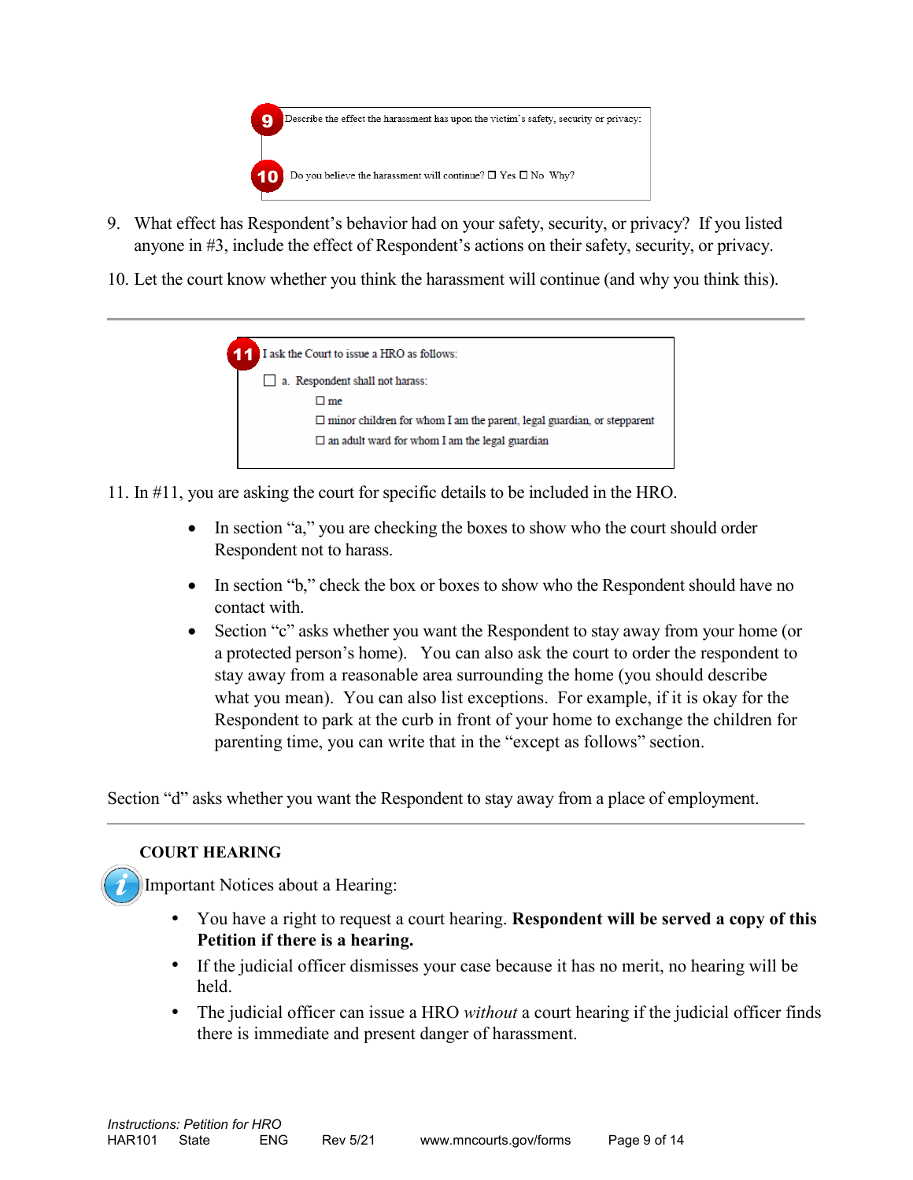> **9** Describe the effect the harassment has upon the victim's safety, security or privacy:
>
> **10** Do you believe the harassment will continue? ☐ Yes ☐ No Why?

9. What effect has Respondent's behavior had on your safety, security, or privacy? If you listed anyone in #3, include the effect of Respondent's actions on their safety, security, or privacy.

10. Let the court know whether you think the harassment will continue (and why you think this).

---

> **11** I ask the Court to issue a HRO as follows:
>
> ☐ a. Respondent shall not harass:
>
> ☐ me
>
> ☐ minor children for whom I am the parent, legal guardian, or stepparent
>
> ☐ an adult ward for whom I am the legal guardian

11. In #11, you are asking the court for specific details to be included in the HRO.

- In section "a," you are checking the boxes to show who the court should order Respondent not to harass.
- In section "b," check the box or boxes to show who the Respondent should have no contact with.
- Section "c" asks whether you want the Respondent to stay away from your home (or a protected person's home). You can also ask the court to order the respondent to stay away from a reasonable area surrounding the home (you should describe what you mean). You can also list exceptions. For example, if it is okay for the Respondent to park at the curb in front of your home to exchange the children for parenting time, you can write that in the "except as follows" section.

Section "d" asks whether you want the Respondent to stay away from a place of employment.

---

### COURT HEARING

Important Notices about a Hearing:

- You have a right to request a court hearing. **Respondent will be served a copy of this Petition if there is a hearing.**
- If the judicial officer dismisses your case because it has no merit, no hearing will be held.
- The judicial officer can issue a HRO *without* a court hearing if the judicial officer finds there is immediate and present danger of harassment.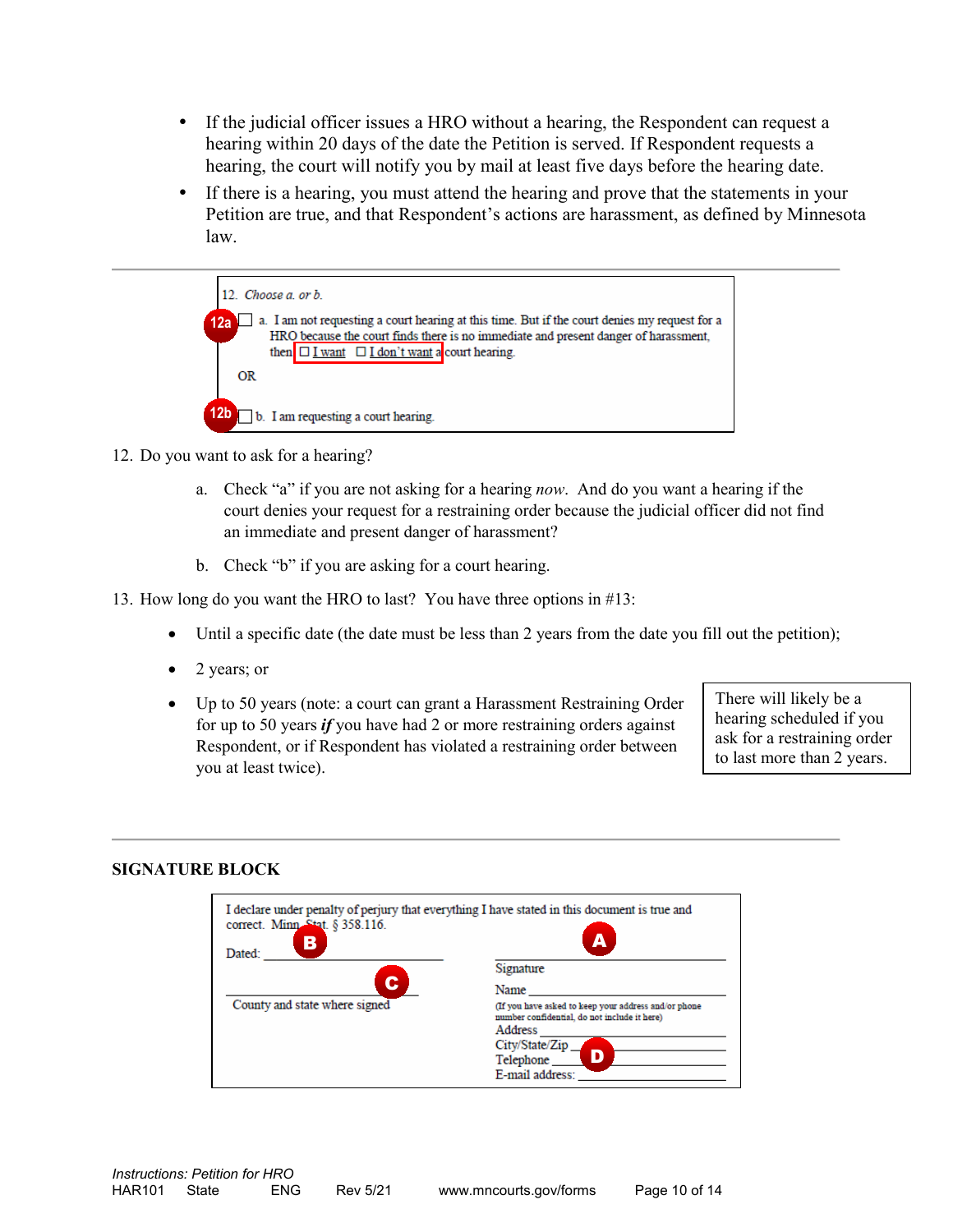- If the judicial officer issues a HRO without a hearing, the Respondent can request a hearing within 20 days of the date the Petition is served. If Respondent requests a hearing, the court will notify you by mail at least five days before the hearing date.
- If there is a hearing, you must attend the hearing and prove that the statements in your Petition are true, and that Respondent's actions are harassment, as defined by Minnesota law.

---

12. *Choose a. or b.*

12a ☐ a. I am not requesting a court hearing at this time. But if the court denies my request for a HRO because the court finds there is no immediate and present danger of harassment, then ☐ I want ☐ I don't want a court hearing.

OR

12b ☐ b. I am requesting a court hearing.

12. Do you want to ask for a hearing?

    a. Check "a" if you are not asking for a hearing *now*. And do you want a hearing if the court denies your request for a restraining order because the judicial officer did not find an immediate and present danger of harassment?

    b. Check "b" if you are asking for a court hearing.

13. How long do you want the HRO to last? You have three options in #13:

    - Until a specific date (the date must be less than 2 years from the date you fill out the petition);
    - 2 years; or
    - Up to 50 years (note: a court can grant a Harassment Restraining Order for up to 50 years ***if*** you have had 2 or more restraining orders against Respondent, or if Respondent has violated a restraining order between you at least twice).

There will likely be a hearing scheduled if you ask for a restraining order to last more than 2 years.

---

**SIGNATURE BLOCK**

I declare under penalty of perjury that everything I have stated in this document is true and correct. Minn. Stat. § 358.116.

Dated: ______________________ **B**

______________________ **C**
County and state where signed

**A** ______________________
Signature

Name ______________________
(If you have asked to keep your address and/or phone number confidential, do not include it here)
Address ______________________
City/State/Zip ______________________ **D**
Telephone ______________________
E-mail address: ______________________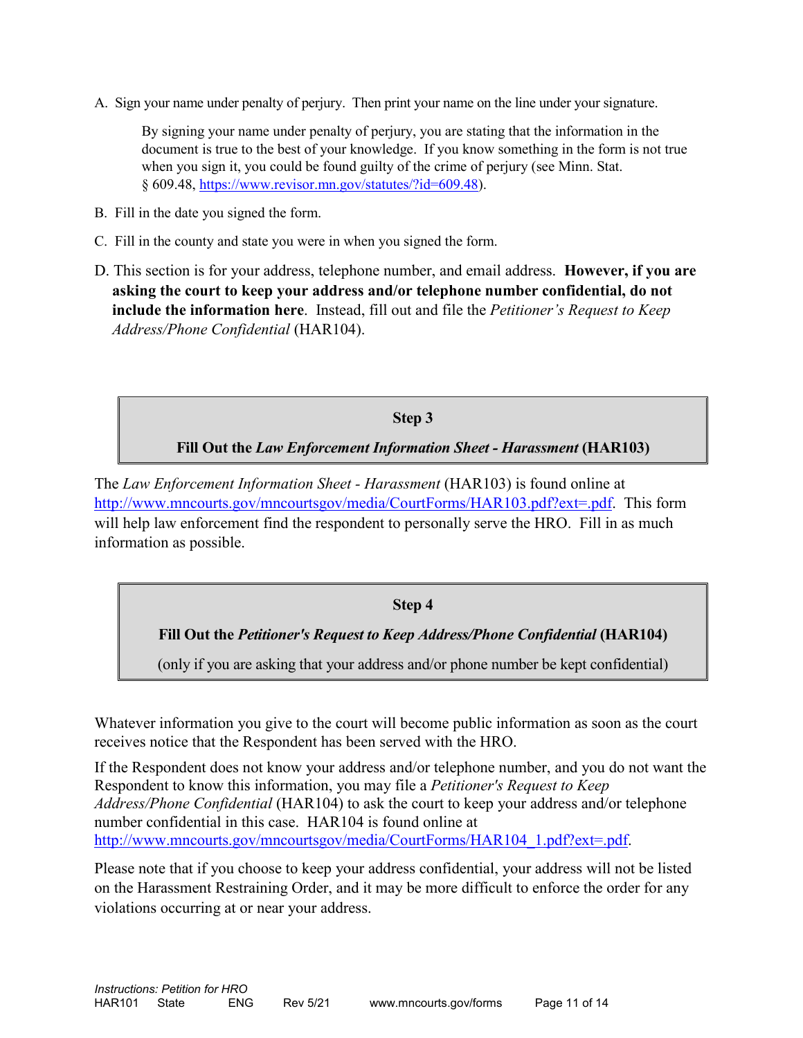A. Sign your name under penalty of perjury. Then print your name on the line under your signature.

   By signing your name under penalty of perjury, you are stating that the information in the document is true to the best of your knowledge. If you know something in the form is not true when you sign it, you could be found guilty of the crime of perjury (see Minn. Stat. § 609.48, https://www.revisor.mn.gov/statutes/?id=609.48).

B. Fill in the date you signed the form.

C. Fill in the county and state you were in when you signed the form.

D. This section is for your address, telephone number, and email address. **However, if you are asking the court to keep your address and/or telephone number confidential, do not include the information here**. Instead, fill out and file the *Petitioner's Request to Keep Address/Phone Confidential* (HAR104).

## Step 3

## Fill Out the *Law Enforcement Information Sheet - Harassment* (HAR103)

The *Law Enforcement Information Sheet - Harassment* (HAR103) is found online at http://www.mncourts.gov/mncourtsgov/media/CourtForms/HAR103.pdf?ext=.pdf. This form will help law enforcement find the respondent to personally serve the HRO. Fill in as much information as possible.

## Step 4

## Fill Out the *Petitioner's Request to Keep Address/Phone Confidential* (HAR104)

(only if you are asking that your address and/or phone number be kept confidential)

Whatever information you give to the court will become public information as soon as the court receives notice that the Respondent has been served with the HRO.

If the Respondent does not know your address and/or telephone number, and you do not want the Respondent to know this information, you may file a *Petitioner's Request to Keep Address/Phone Confidential* (HAR104) to ask the court to keep your address and/or telephone number confidential in this case. HAR104 is found online at http://www.mncourts.gov/mncourtsgov/media/CourtForms/HAR104_1.pdf?ext=.pdf.

Please note that if you choose to keep your address confidential, your address will not be listed on the Harassment Restraining Order, and it may be more difficult to enforce the order for any violations occurring at or near your address.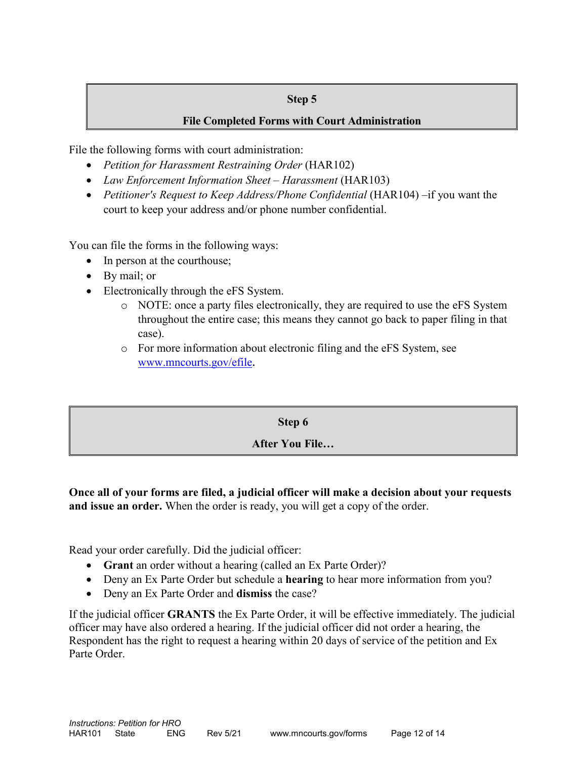## Step 5

## File Completed Forms with Court Administration

File the following forms with court administration:

- *Petition for Harassment Restraining Order* (HAR102)
- *Law Enforcement Information Sheet – Harassment* (HAR103)
- *Petitioner's Request to Keep Address/Phone Confidential* (HAR104) –if you want the court to keep your address and/or phone number confidential.

You can file the forms in the following ways:

- In person at the courthouse;
- By mail; or
- Electronically through the eFS System.
  - NOTE: once a party files electronically, they are required to use the eFS System throughout the entire case; this means they cannot go back to paper filing in that case).
  - For more information about electronic filing and the eFS System, see [www.mncourts.gov/efile](www.mncourts.gov/efile).

## Step 6

## After You File…

**Once all of your forms are filed, a judicial officer will make a decision about your requests and issue an order.** When the order is ready, you will get a copy of the order.

Read your order carefully. Did the judicial officer:

- **Grant** an order without a hearing (called an Ex Parte Order)?
- Deny an Ex Parte Order but schedule a **hearing** to hear more information from you?
- Deny an Ex Parte Order and **dismiss** the case?

If the judicial officer **GRANTS** the Ex Parte Order, it will be effective immediately. The judicial officer may have also ordered a hearing. If the judicial officer did not order a hearing, the Respondent has the right to request a hearing within 20 days of service of the petition and Ex Parte Order.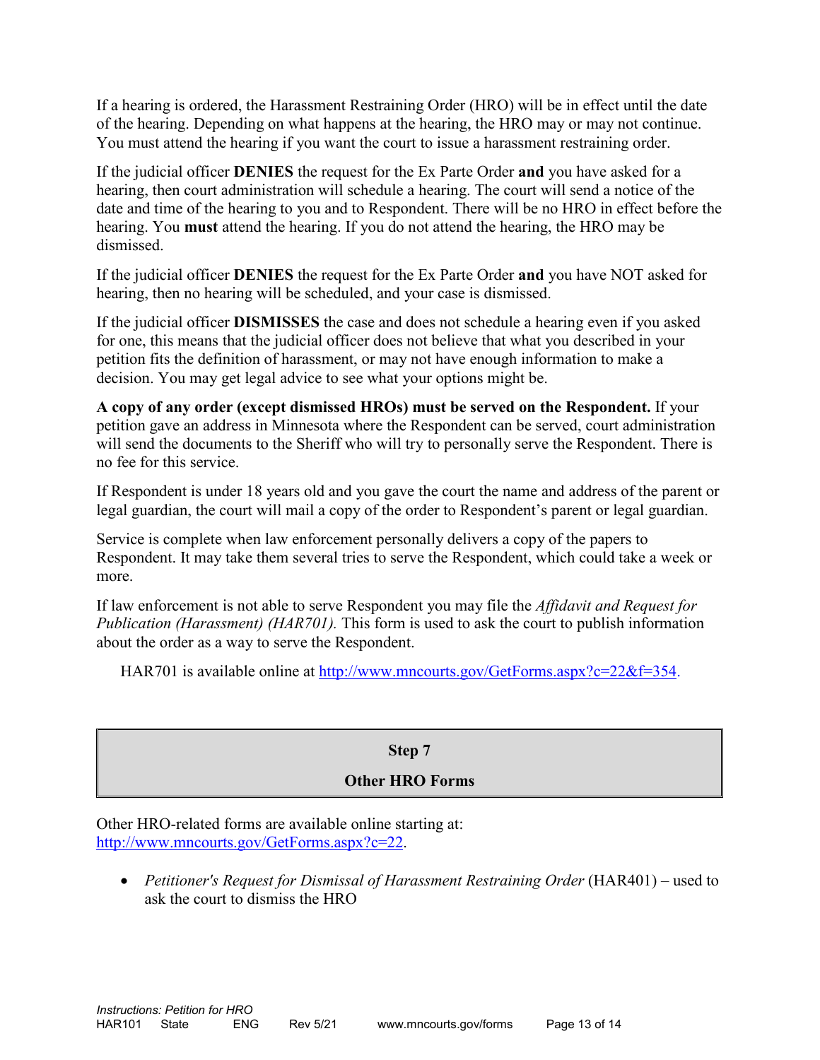If a hearing is ordered, the Harassment Restraining Order (HRO) will be in effect until the date of the hearing. Depending on what happens at the hearing, the HRO may or may not continue. You must attend the hearing if you want the court to issue a harassment restraining order.

If the judicial officer **DENIES** the request for the Ex Parte Order **and** you have asked for a hearing, then court administration will schedule a hearing. The court will send a notice of the date and time of the hearing to you and to Respondent. There will be no HRO in effect before the hearing. You **must** attend the hearing. If you do not attend the hearing, the HRO may be dismissed.

If the judicial officer **DENIES** the request for the Ex Parte Order **and** you have NOT asked for hearing, then no hearing will be scheduled, and your case is dismissed.

If the judicial officer **DISMISSES** the case and does not schedule a hearing even if you asked for one, this means that the judicial officer does not believe that what you described in your petition fits the definition of harassment, or may not have enough information to make a decision. You may get legal advice to see what your options might be.

**A copy of any order (except dismissed HROs) must be served on the Respondent.** If your petition gave an address in Minnesota where the Respondent can be served, court administration will send the documents to the Sheriff who will try to personally serve the Respondent. There is no fee for this service.

If Respondent is under 18 years old and you gave the court the name and address of the parent or legal guardian, the court will mail a copy of the order to Respondent's parent or legal guardian.

Service is complete when law enforcement personally delivers a copy of the papers to Respondent. It may take them several tries to serve the Respondent, which could take a week or more.

If law enforcement is not able to serve Respondent you may file the *Affidavit and Request for Publication (Harassment) (HAR701).* This form is used to ask the court to publish information about the order as a way to serve the Respondent.

HAR701 is available online at http://www.mncourts.gov/GetForms.aspx?c=22&f=354.

## Step 7

## Other HRO Forms

Other HRO-related forms are available online starting at: http://www.mncourts.gov/GetForms.aspx?c=22.

- *Petitioner's Request for Dismissal of Harassment Restraining Order* (HAR401) – used to ask the court to dismiss the HRO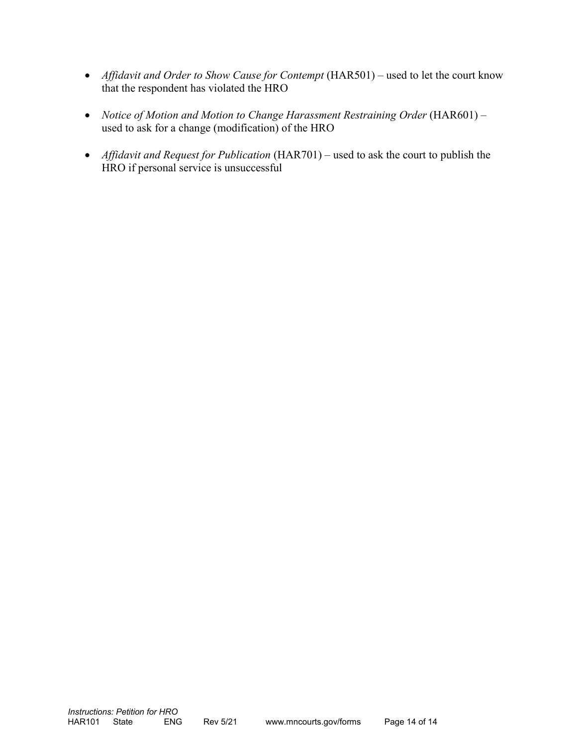- *Affidavit and Order to Show Cause for Contempt* (HAR501) – used to let the court know that the respondent has violated the HRO
- *Notice of Motion and Motion to Change Harassment Restraining Order* (HAR601) – used to ask for a change (modification) of the HRO
- *Affidavit and Request for Publication* (HAR701) – used to ask the court to publish the HRO if personal service is unsuccessful